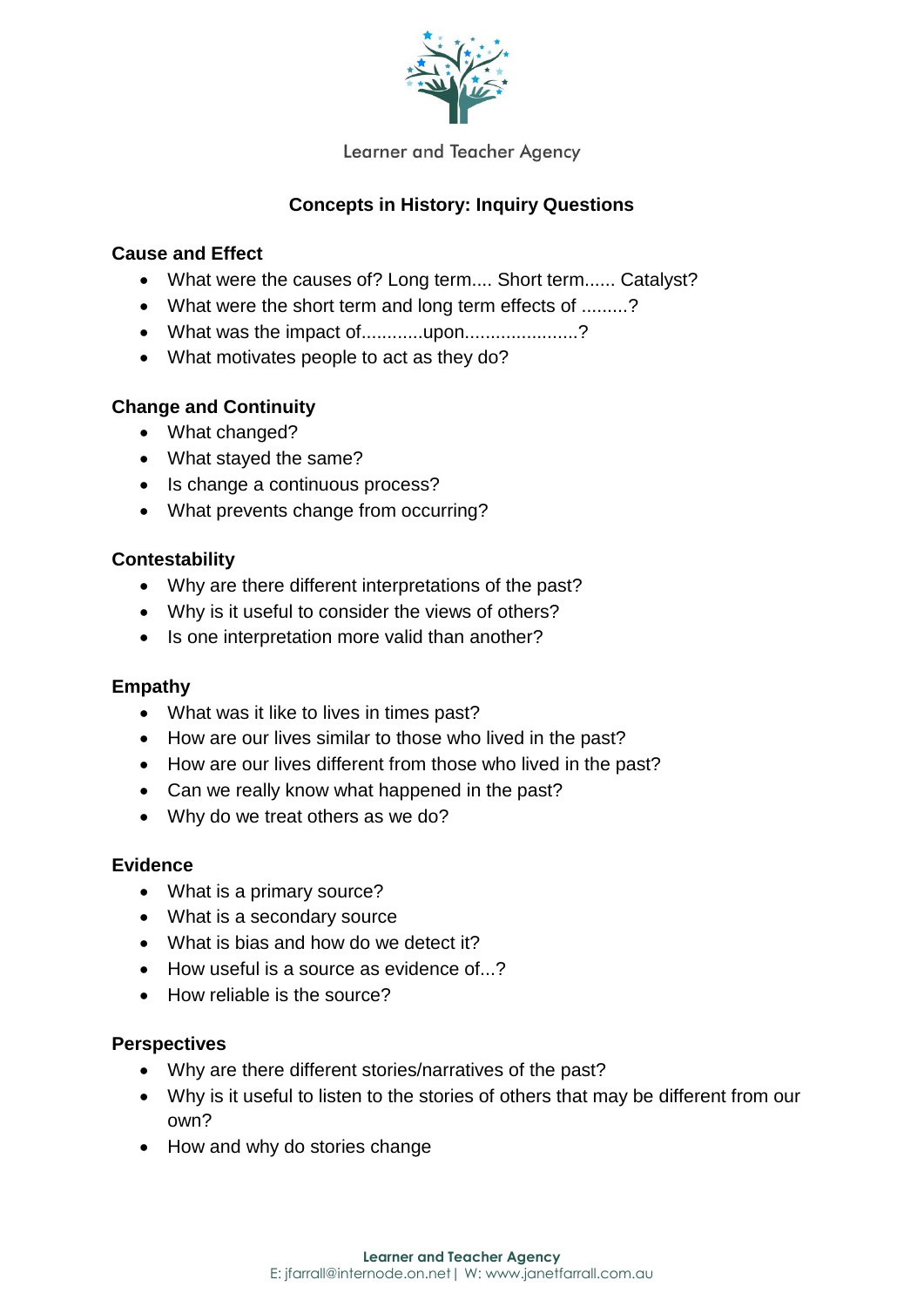Learner and Teacher Agency

## Concepts in History: Inquiry Questions

### Cause and Effect

- What were the causes of? Long term.... Short term...... Catalyst?
- What were the short term and long term effects of .........?
- What was the impact of............upon......................?
- What motivates people to act as they do?

### Change and Continuity

- What changed?
- What stayed the same?
- Is change a continuous process?
- What prevents change from occurring?

### Contestability

- Why are there different interpretations of the past?
- Why is it useful to consider the views of others?
- Is one interpretation more valid than another?

### Empathy

- What was it like to lives in times past?
- How are our lives similar to those who lived in the past?
- How are our lives different from those who lived in the past?
- Can we really know what happened in the past?
- Why do we treat others as we do?

### Evidence

- What is a primary source?
- What is a secondary source
- What is bias and how do we detect it?
- How useful is a source as evidence of...?
- How reliable is the source?

### Perspectives

- Why are there different stories/narratives of the past?
- Why is it useful to listen to the stories of others that may be different from our own?
- How and why do stories change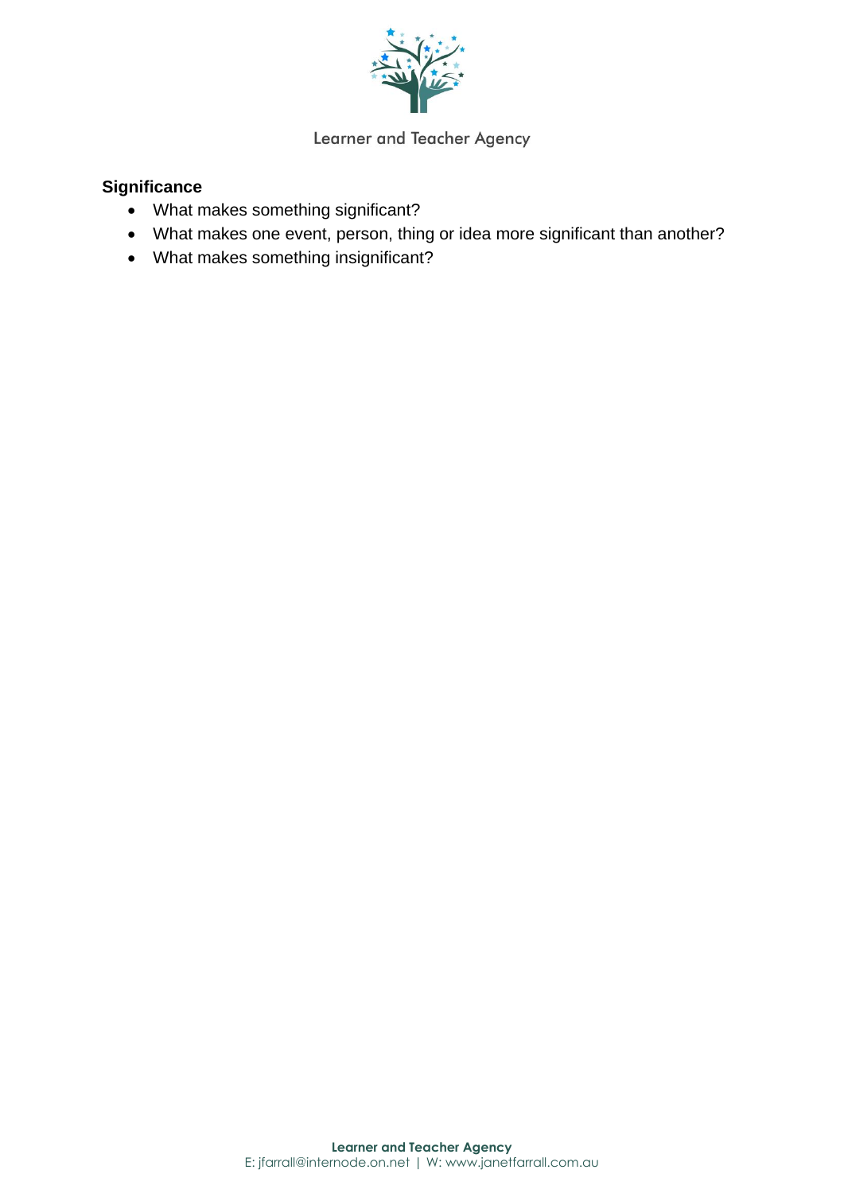**Significance**

- What makes something significant?
- What makes one event, person, thing or idea more significant than another?
- What makes something insignificant?